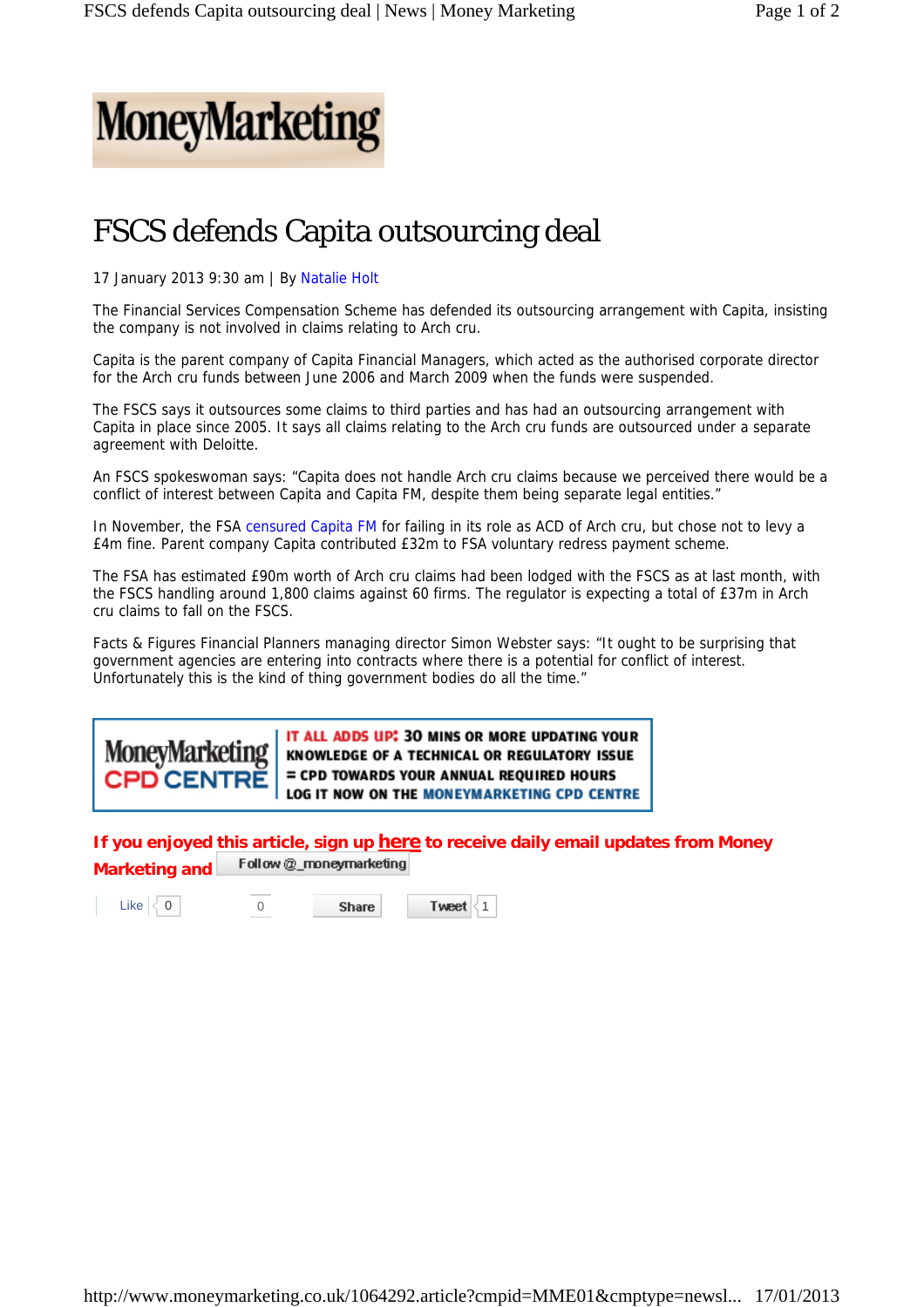MoneyMarketing

# FSCS defends Capita outsourcing deal

17 January 2013 9:30 am | By Natalie Holt

The Financial Services Compensation Scheme has defended its outsourcing arrangement with Capita, insisting the company is not involved in claims relating to Arch cru.

Capita is the parent company of Capita Financial Managers, which acted as the authorised corporate director for the Arch cru funds between June 2006 and March 2009 when the funds were suspended.

The FSCS says it outsources some claims to third parties and has had an outsourcing arrangement with Capita in place since 2005. It says all claims relating to the Arch cru funds are outsourced under a separate agreement with Deloitte.

An FSCS spokeswoman says: "Capita does not handle Arch cru claims because we perceived there would be a conflict of interest between Capita and Capita FM, despite them being separate legal entities."

In November, the FSA censured Capita FM for failing in its role as ACD of Arch cru, but chose not to levy a £4m fine. Parent company Capita contributed £32m to FSA voluntary redress payment scheme.

The FSA has estimated £90m worth of Arch cru claims had been lodged with the FSCS as at last month, with the FSCS handling around 1,800 claims against 60 firms. The regulator is expecting a total of £37m in Arch cru claims to fall on the FSCS.

Facts & Figures Financial Planners managing director Simon Webster says: "It ought to be surprising that government agencies are entering into contracts where there is a potential for conflict of interest. Unfortunately this is the kind of thing government bodies do all the time."

MoneyMarketing CPD CENTRE

IT ALL ADDS UP: 30 MINS OR MORE UPDATING YOUR KNOWLEDGE OF A TECHNICAL OR REGULATORY ISSUE = CPD TOWARDS YOUR ANNUAL REQUIRED HOURS LOG IT NOW ON THE MONEYMARKETING CPD CENTRE

**If you enjoyed this article, sign up here to receive daily email updates from Money Marketing and** Follow @_moneymarketing

Like 0 | 0 | Share | Tweet 1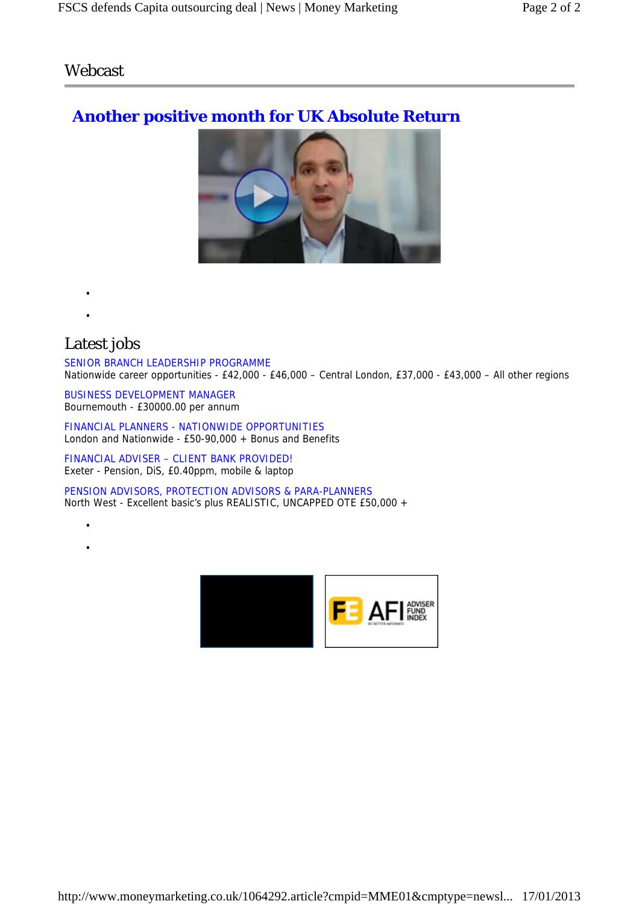## Webcast

### Another positive month for UK Absolute Return

## Latest jobs

SENIOR BRANCH LEADERSHIP PROGRAMME
Nationwide career opportunities - £42,000 - £46,000 – Central London, £37,000 - £43,000 – All other regions

BUSINESS DEVELOPMENT MANAGER
Bournemouth - £30000.00 per annum

FINANCIAL PLANNERS - NATIONWIDE OPPORTUNITIES
London and Nationwide - £50-90,000 + Bonus and Benefits

FINANCIAL ADVISER – CLIENT BANK PROVIDED!
Exeter - Pension, DiS, £0.40ppm, mobile & laptop

PENSION ADVISORS, PROTECTION ADVISORS & PARA-PLANNERS
North West - Excellent basic's plus REALISTIC, UNCAPPED OTE £50,000 +